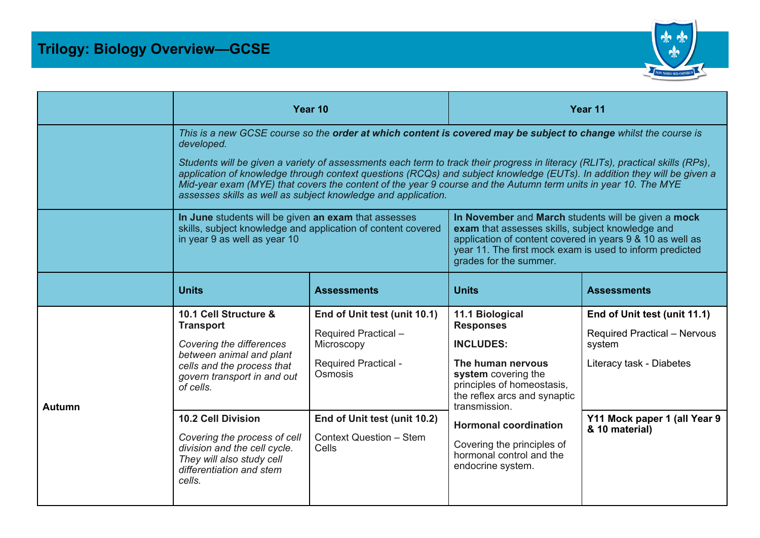# Trilogy: Biology Overview—GCSE

| | Year 10 | | Year 11 | |
|---|---|---|---|---|
| | *This is a new GCSE course so the **order at which content is covered may be subject to change** whilst the course is developed.*<br><br>*Students will be given a variety of assessments each term to track their progress in literacy (RLITs), practical skills (RPs), application of knowledge through context questions (RCQs) and subject knowledge (EUTs). In addition they will be given a Mid-year exam (MYE) that covers the content of the year 9 course and the Autumn term units in year 10. The MYE assesses skills as well as subject knowledge and application.* | | | |
| | **In June** students will be given **an exam** that assesses skills, subject knowledge and application of content covered in year 9 as well as year 10 | | **In November** and **March** students will be given a **mock exam** that assesses skills, subject knowledge and application of content covered in years 9 & 10 as well as year 11. The first mock exam is used to inform predicted grades for the summer. | |
| | **Units** | **Assessments** | **Units** | **Assessments** |
| **Autumn** | **10.1 Cell Structure & Transport**<br><br>*Covering the differences between animal and plant cells and the process that govern transport in and out of cells.* | **End of Unit test (unit 10.1)**<br><br>Required Practical – Microscopy<br><br>Required Practical - Osmosis | **11.1 Biological Responses**<br><br>**INCLUDES:**<br><br>**The human nervous system** covering the principles of homeostasis, the reflex arcs and synaptic transmission.<br><br>**Hormonal coordination**<br><br>Covering the principles of hormonal control and the endocrine system. | **End of Unit test (unit 11.1)**<br><br>Required Practical – Nervous system<br><br>Literacy task - Diabetes |
| | **10.2 Cell Division**<br><br>*Covering the process of cell division and the cell cycle. They will also study cell differentiation and stem cells.* | **End of Unit test (unit 10.2)**<br><br>Context Question – Stem Cells | | **Y11 Mock paper 1 (all Year 9 & 10 material)** |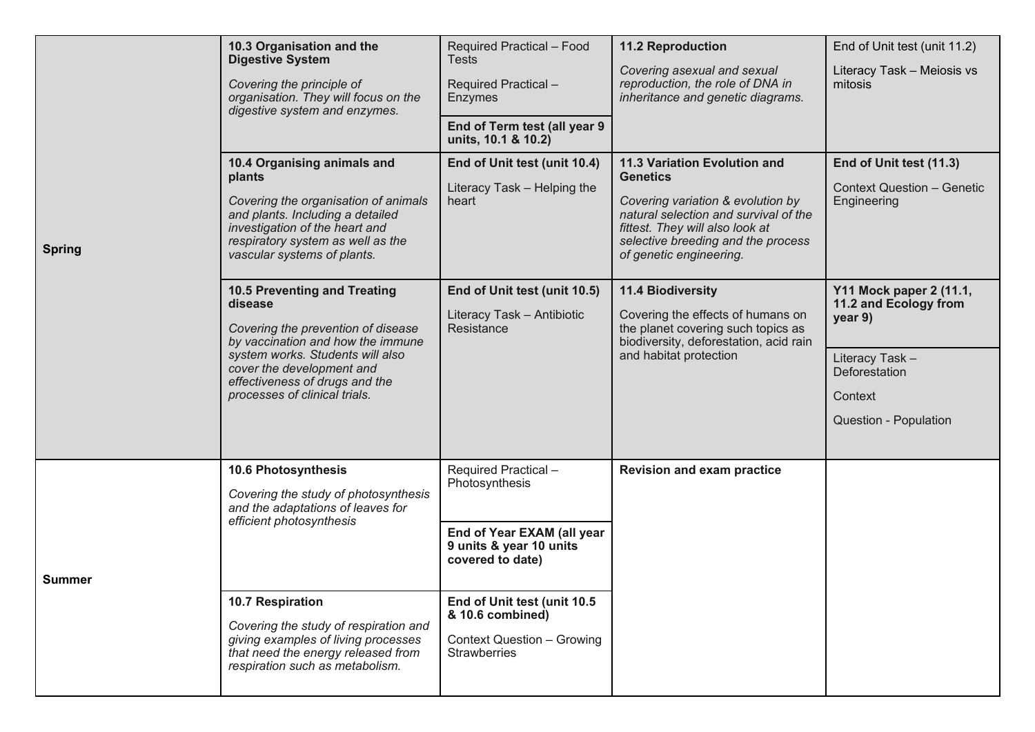| | | | | |
|---|---|---|---|---|
| **Spring** | **10.3 Organisation and the Digestive System**<br><br>*Covering the principle of organisation. They will focus on the digestive system and enzymes.* | Required Practical – Food Tests<br><br>Required Practical – Enzymes<br><br>**End of Term test (all year 9 units, 10.1 & 10.2)** | **11.2 Reproduction**<br><br>*Covering asexual and sexual reproduction, the role of DNA in inheritance and genetic diagrams.* | End of Unit test (unit 11.2)<br><br>Literacy Task – Meiosis vs mitosis |
| | **10.4 Organising animals and plants**<br><br>*Covering the organisation of animals and plants. Including a detailed investigation of the heart and respiratory system as well as the vascular systems of plants.* | **End of Unit test (unit 10.4)**<br><br>Literacy Task – Helping the heart | **11.3 Variation Evolution and Genetics**<br><br>*Covering variation & evolution by natural selection and survival of the fittest. They will also look at selective breeding and the process of genetic engineering.* | **End of Unit test (11.3)**<br><br>Context Question – Genetic Engineering |
| | **10.5 Preventing and Treating disease**<br><br>*Covering the prevention of disease by vaccination and how the immune system works. Students will also cover the development and effectiveness of drugs and the processes of clinical trials.* | **End of Unit test (unit 10.5)**<br><br>Literacy Task – Antibiotic Resistance | **11.4 Biodiversity**<br><br>Covering the effects of humans on the planet covering such topics as biodiversity, deforestation, acid rain and habitat protection | **Y11 Mock paper 2 (11.1, 11.2 and Ecology from year 9)**<br><br>Literacy Task – Deforestation<br><br>Context<br><br>Question - Population |
| **Summer** | **10.6 Photosynthesis**<br><br>*Covering the study of photosynthesis and the adaptations of leaves for efficient photosynthesis* | Required Practical – Photosynthesis<br><br>**End of Year EXAM (all year 9 units & year 10 units covered to date)** | **Revision and exam practice** | |
| | **10.7 Respiration**<br><br>*Covering the study of respiration and giving examples of living processes that need the energy released from respiration such as metabolism.* | **End of Unit test (unit 10.5 & 10.6 combined)**<br><br>Context Question – Growing Strawberries | | |